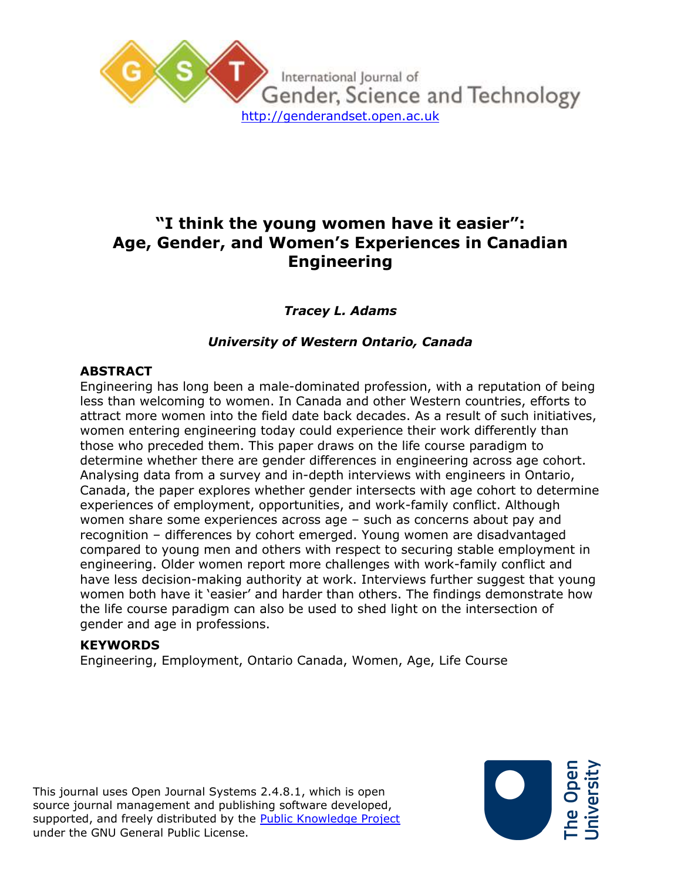International Journal of Gender, Science and Technology

http://genderandset.open.ac.uk

# "I think the young women have it easier": Age, Gender, and Women's Experiences in Canadian Engineering

***Tracey L. Adams***

***University of Western Ontario, Canada***

## ABSTRACT

Engineering has long been a male-dominated profession, with a reputation of being less than welcoming to women. In Canada and other Western countries, efforts to attract more women into the field date back decades. As a result of such initiatives, women entering engineering today could experience their work differently than those who preceded them. This paper draws on the life course paradigm to determine whether there are gender differences in engineering across age cohort. Analysing data from a survey and in-depth interviews with engineers in Ontario, Canada, the paper explores whether gender intersects with age cohort to determine experiences of employment, opportunities, and work-family conflict. Although women share some experiences across age – such as concerns about pay and recognition – differences by cohort emerged. Young women are disadvantaged compared to young men and others with respect to securing stable employment in engineering. Older women report more challenges with work-family conflict and have less decision-making authority at work. Interviews further suggest that young women both have it 'easier' and harder than others. The findings demonstrate how the life course paradigm can also be used to shed light on the intersection of gender and age in professions.

## KEYWORDS

Engineering, Employment, Ontario Canada, Women, Age, Life Course

This journal uses Open Journal Systems 2.4.8.1, which is open source journal management and publishing software developed, supported, and freely distributed by the Public Knowledge Project under the GNU General Public License.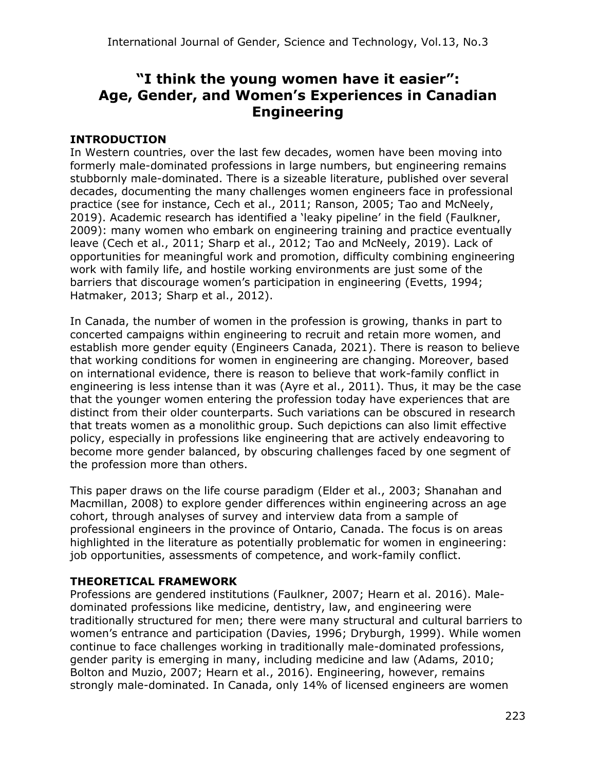# "I think the young women have it easier": Age, Gender, and Women's Experiences in Canadian Engineering

## INTRODUCTION

In Western countries, over the last few decades, women have been moving into formerly male-dominated professions in large numbers, but engineering remains stubbornly male-dominated. There is a sizeable literature, published over several decades, documenting the many challenges women engineers face in professional practice (see for instance, Cech et al., 2011; Ranson, 2005; Tao and McNeely, 2019). Academic research has identified a 'leaky pipeline' in the field (Faulkner, 2009): many women who embark on engineering training and practice eventually leave (Cech et al., 2011; Sharp et al., 2012; Tao and McNeely, 2019). Lack of opportunities for meaningful work and promotion, difficulty combining engineering work with family life, and hostile working environments are just some of the barriers that discourage women's participation in engineering (Evetts, 1994; Hatmaker, 2013; Sharp et al., 2012).

In Canada, the number of women in the profession is growing, thanks in part to concerted campaigns within engineering to recruit and retain more women, and establish more gender equity (Engineers Canada, 2021). There is reason to believe that working conditions for women in engineering are changing. Moreover, based on international evidence, there is reason to believe that work-family conflict in engineering is less intense than it was (Ayre et al., 2011). Thus, it may be the case that the younger women entering the profession today have experiences that are distinct from their older counterparts. Such variations can be obscured in research that treats women as a monolithic group. Such depictions can also limit effective policy, especially in professions like engineering that are actively endeavoring to become more gender balanced, by obscuring challenges faced by one segment of the profession more than others.

This paper draws on the life course paradigm (Elder et al., 2003; Shanahan and Macmillan, 2008) to explore gender differences within engineering across an age cohort, through analyses of survey and interview data from a sample of professional engineers in the province of Ontario, Canada. The focus is on areas highlighted in the literature as potentially problematic for women in engineering: job opportunities, assessments of competence, and work-family conflict.

## THEORETICAL FRAMEWORK

Professions are gendered institutions (Faulkner, 2007; Hearn et al. 2016). Male-dominated professions like medicine, dentistry, law, and engineering were traditionally structured for men; there were many structural and cultural barriers to women's entrance and participation (Davies, 1996; Dryburgh, 1999). While women continue to face challenges working in traditionally male-dominated professions, gender parity is emerging in many, including medicine and law (Adams, 2010; Bolton and Muzio, 2007; Hearn et al., 2016). Engineering, however, remains strongly male-dominated. In Canada, only 14% of licensed engineers are women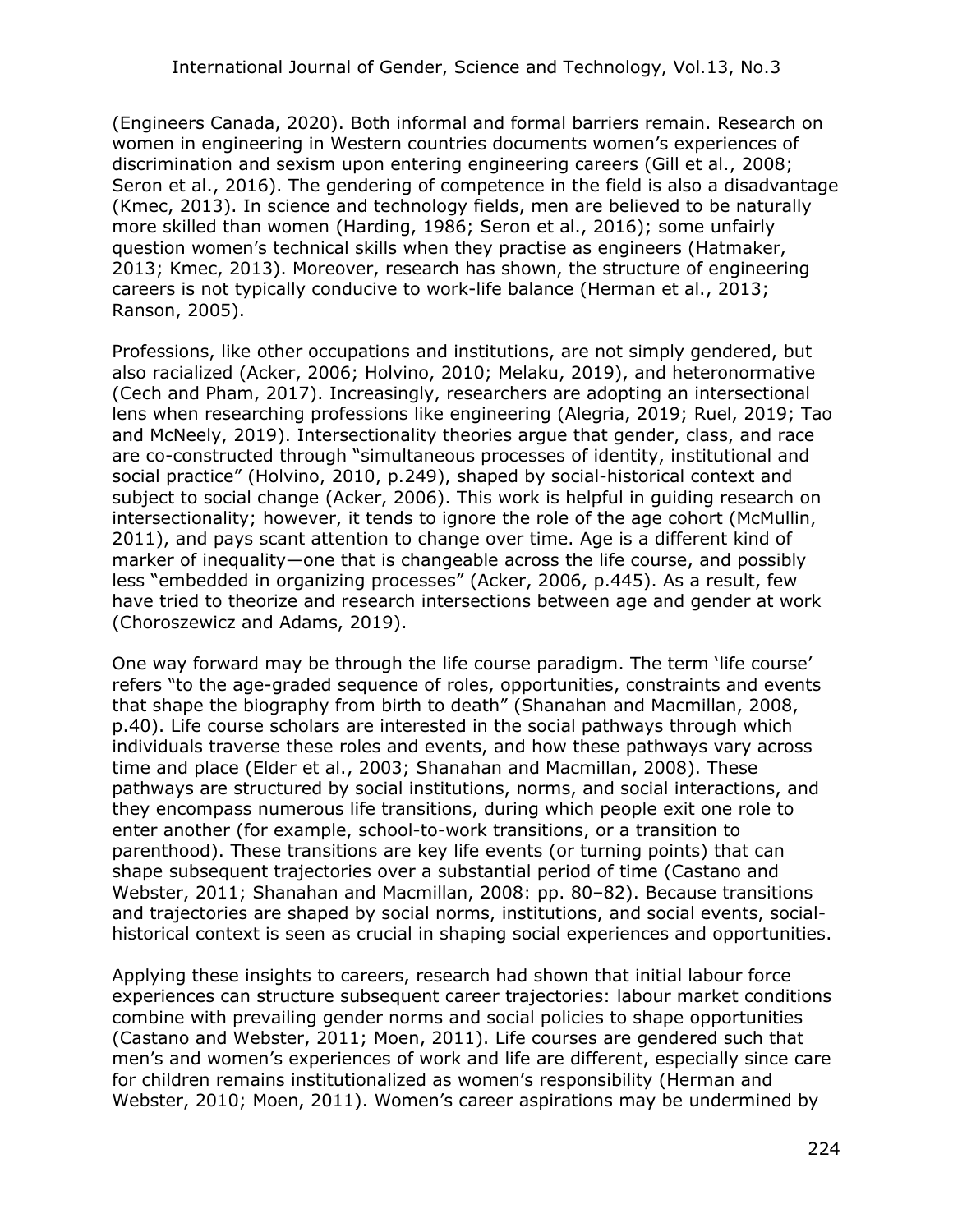(Engineers Canada, 2020). Both informal and formal barriers remain. Research on women in engineering in Western countries documents women's experiences of discrimination and sexism upon entering engineering careers (Gill et al., 2008; Seron et al., 2016). The gendering of competence in the field is also a disadvantage (Kmec, 2013). In science and technology fields, men are believed to be naturally more skilled than women (Harding, 1986; Seron et al., 2016); some unfairly question women's technical skills when they practise as engineers (Hatmaker, 2013; Kmec, 2013). Moreover, research has shown, the structure of engineering careers is not typically conducive to work-life balance (Herman et al., 2013; Ranson, 2005).

Professions, like other occupations and institutions, are not simply gendered, but also racialized (Acker, 2006; Holvino, 2010; Melaku, 2019), and heteronormative (Cech and Pham, 2017). Increasingly, researchers are adopting an intersectional lens when researching professions like engineering (Alegria, 2019; Ruel, 2019; Tao and McNeely, 2019). Intersectionality theories argue that gender, class, and race are co-constructed through "simultaneous processes of identity, institutional and social practice" (Holvino, 2010, p.249), shaped by social-historical context and subject to social change (Acker, 2006). This work is helpful in guiding research on intersectionality; however, it tends to ignore the role of the age cohort (McMullin, 2011), and pays scant attention to change over time. Age is a different kind of marker of inequality—one that is changeable across the life course, and possibly less "embedded in organizing processes" (Acker, 2006, p.445). As a result, few have tried to theorize and research intersections between age and gender at work (Choroszewicz and Adams, 2019).

One way forward may be through the life course paradigm. The term 'life course' refers "to the age-graded sequence of roles, opportunities, constraints and events that shape the biography from birth to death" (Shanahan and Macmillan, 2008, p.40). Life course scholars are interested in the social pathways through which individuals traverse these roles and events, and how these pathways vary across time and place (Elder et al., 2003; Shanahan and Macmillan, 2008). These pathways are structured by social institutions, norms, and social interactions, and they encompass numerous life transitions, during which people exit one role to enter another (for example, school-to-work transitions, or a transition to parenthood). These transitions are key life events (or turning points) that can shape subsequent trajectories over a substantial period of time (Castano and Webster, 2011; Shanahan and Macmillan, 2008: pp. 80–82). Because transitions and trajectories are shaped by social norms, institutions, and social events, social-historical context is seen as crucial in shaping social experiences and opportunities.

Applying these insights to careers, research had shown that initial labour force experiences can structure subsequent career trajectories: labour market conditions combine with prevailing gender norms and social policies to shape opportunities (Castano and Webster, 2011; Moen, 2011). Life courses are gendered such that men's and women's experiences of work and life are different, especially since care for children remains institutionalized as women's responsibility (Herman and Webster, 2010; Moen, 2011). Women's career aspirations may be undermined by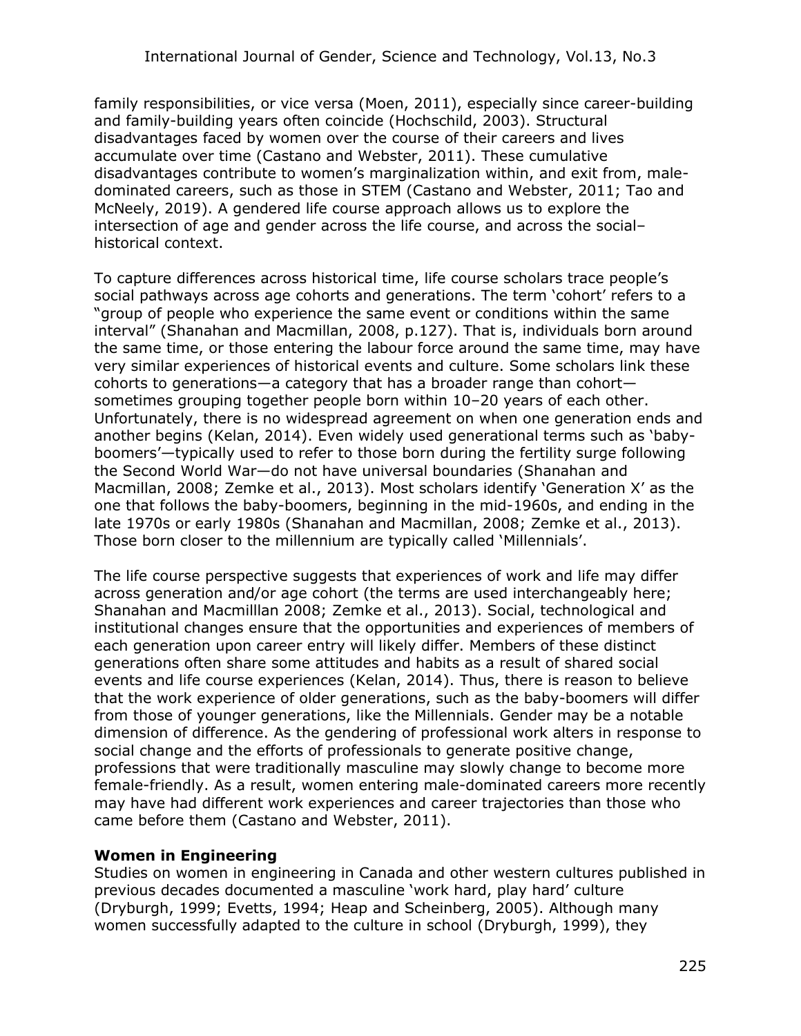family responsibilities, or vice versa (Moen, 2011), especially since career-building and family-building years often coincide (Hochschild, 2003). Structural disadvantages faced by women over the course of their careers and lives accumulate over time (Castano and Webster, 2011). These cumulative disadvantages contribute to women's marginalization within, and exit from, male-dominated careers, such as those in STEM (Castano and Webster, 2011; Tao and McNeely, 2019). A gendered life course approach allows us to explore the intersection of age and gender across the life course, and across the social–historical context.

To capture differences across historical time, life course scholars trace people's social pathways across age cohorts and generations. The term 'cohort' refers to a "group of people who experience the same event or conditions within the same interval" (Shanahan and Macmillan, 2008, p.127). That is, individuals born around the same time, or those entering the labour force around the same time, may have very similar experiences of historical events and culture. Some scholars link these cohorts to generations—a category that has a broader range than cohort—sometimes grouping together people born within 10–20 years of each other. Unfortunately, there is no widespread agreement on when one generation ends and another begins (Kelan, 2014). Even widely used generational terms such as 'baby-boomers'—typically used to refer to those born during the fertility surge following the Second World War—do not have universal boundaries (Shanahan and Macmillan, 2008; Zemke et al., 2013). Most scholars identify 'Generation X' as the one that follows the baby-boomers, beginning in the mid-1960s, and ending in the late 1970s or early 1980s (Shanahan and Macmillan, 2008; Zemke et al., 2013). Those born closer to the millennium are typically called 'Millennials'.

The life course perspective suggests that experiences of work and life may differ across generation and/or age cohort (the terms are used interchangeably here; Shanahan and Macmilllan 2008; Zemke et al., 2013). Social, technological and institutional changes ensure that the opportunities and experiences of members of each generation upon career entry will likely differ. Members of these distinct generations often share some attitudes and habits as a result of shared social events and life course experiences (Kelan, 2014). Thus, there is reason to believe that the work experience of older generations, such as the baby-boomers will differ from those of younger generations, like the Millennials. Gender may be a notable dimension of difference. As the gendering of professional work alters in response to social change and the efforts of professionals to generate positive change, professions that were traditionally masculine may slowly change to become more female-friendly. As a result, women entering male-dominated careers more recently may have had different work experiences and career trajectories than those who came before them (Castano and Webster, 2011).

**Women in Engineering**

Studies on women in engineering in Canada and other western cultures published in previous decades documented a masculine 'work hard, play hard' culture (Dryburgh, 1999; Evetts, 1994; Heap and Scheinberg, 2005). Although many women successfully adapted to the culture in school (Dryburgh, 1999), they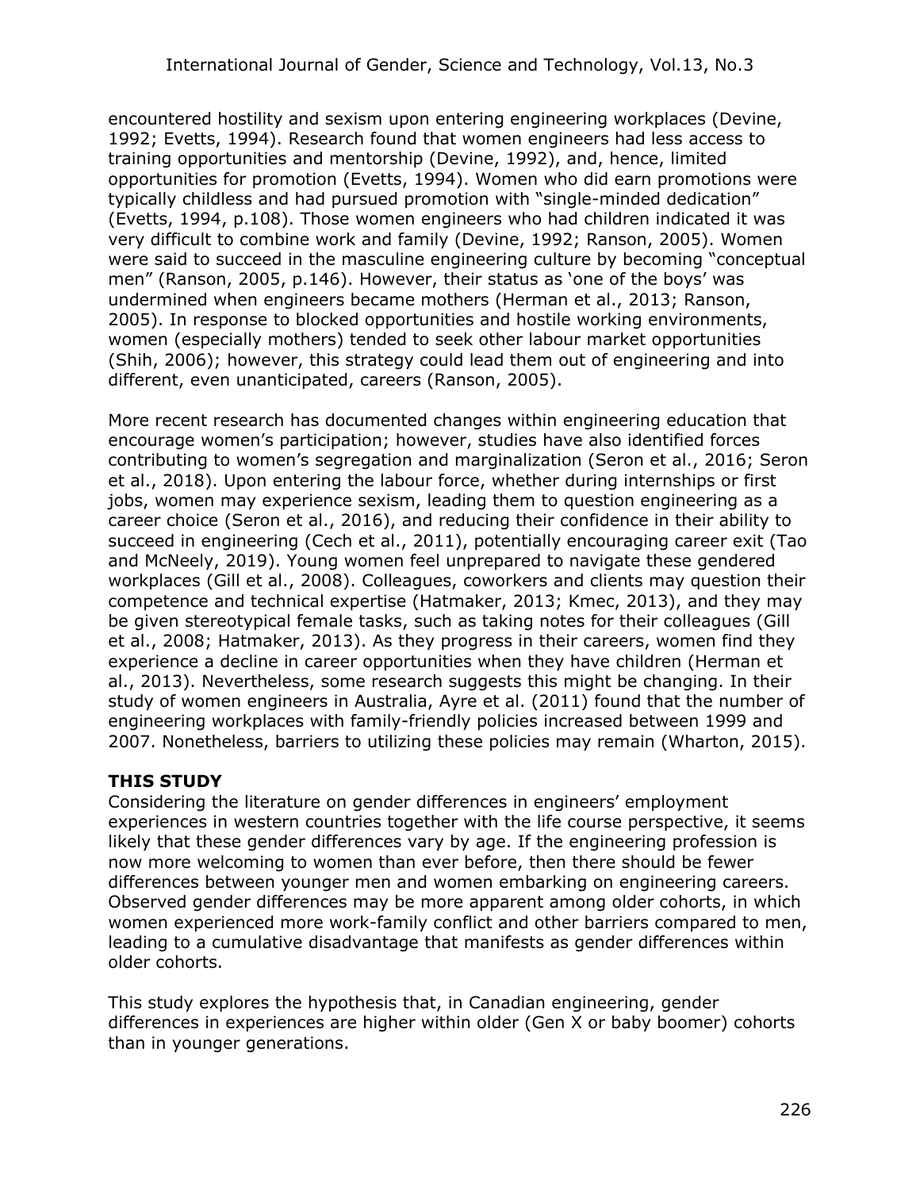encountered hostility and sexism upon entering engineering workplaces (Devine, 1992; Evetts, 1994). Research found that women engineers had less access to training opportunities and mentorship (Devine, 1992), and, hence, limited opportunities for promotion (Evetts, 1994). Women who did earn promotions were typically childless and had pursued promotion with "single-minded dedication" (Evetts, 1994, p.108). Those women engineers who had children indicated it was very difficult to combine work and family (Devine, 1992; Ranson, 2005). Women were said to succeed in the masculine engineering culture by becoming "conceptual men" (Ranson, 2005, p.146). However, their status as 'one of the boys' was undermined when engineers became mothers (Herman et al., 2013; Ranson, 2005). In response to blocked opportunities and hostile working environments, women (especially mothers) tended to seek other labour market opportunities (Shih, 2006); however, this strategy could lead them out of engineering and into different, even unanticipated, careers (Ranson, 2005).

More recent research has documented changes within engineering education that encourage women's participation; however, studies have also identified forces contributing to women's segregation and marginalization (Seron et al., 2016; Seron et al., 2018). Upon entering the labour force, whether during internships or first jobs, women may experience sexism, leading them to question engineering as a career choice (Seron et al., 2016), and reducing their confidence in their ability to succeed in engineering (Cech et al., 2011), potentially encouraging career exit (Tao and McNeely, 2019). Young women feel unprepared to navigate these gendered workplaces (Gill et al., 2008). Colleagues, coworkers and clients may question their competence and technical expertise (Hatmaker, 2013; Kmec, 2013), and they may be given stereotypical female tasks, such as taking notes for their colleagues (Gill et al., 2008; Hatmaker, 2013). As they progress in their careers, women find they experience a decline in career opportunities when they have children (Herman et al., 2013). Nevertheless, some research suggests this might be changing. In their study of women engineers in Australia, Ayre et al. (2011) found that the number of engineering workplaces with family-friendly policies increased between 1999 and 2007. Nonetheless, barriers to utilizing these policies may remain (Wharton, 2015).

## THIS STUDY

Considering the literature on gender differences in engineers' employment experiences in western countries together with the life course perspective, it seems likely that these gender differences vary by age. If the engineering profession is now more welcoming to women than ever before, then there should be fewer differences between younger men and women embarking on engineering careers. Observed gender differences may be more apparent among older cohorts, in which women experienced more work-family conflict and other barriers compared to men, leading to a cumulative disadvantage that manifests as gender differences within older cohorts.

This study explores the hypothesis that, in Canadian engineering, gender differences in experiences are higher within older (Gen X or baby boomer) cohorts than in younger generations.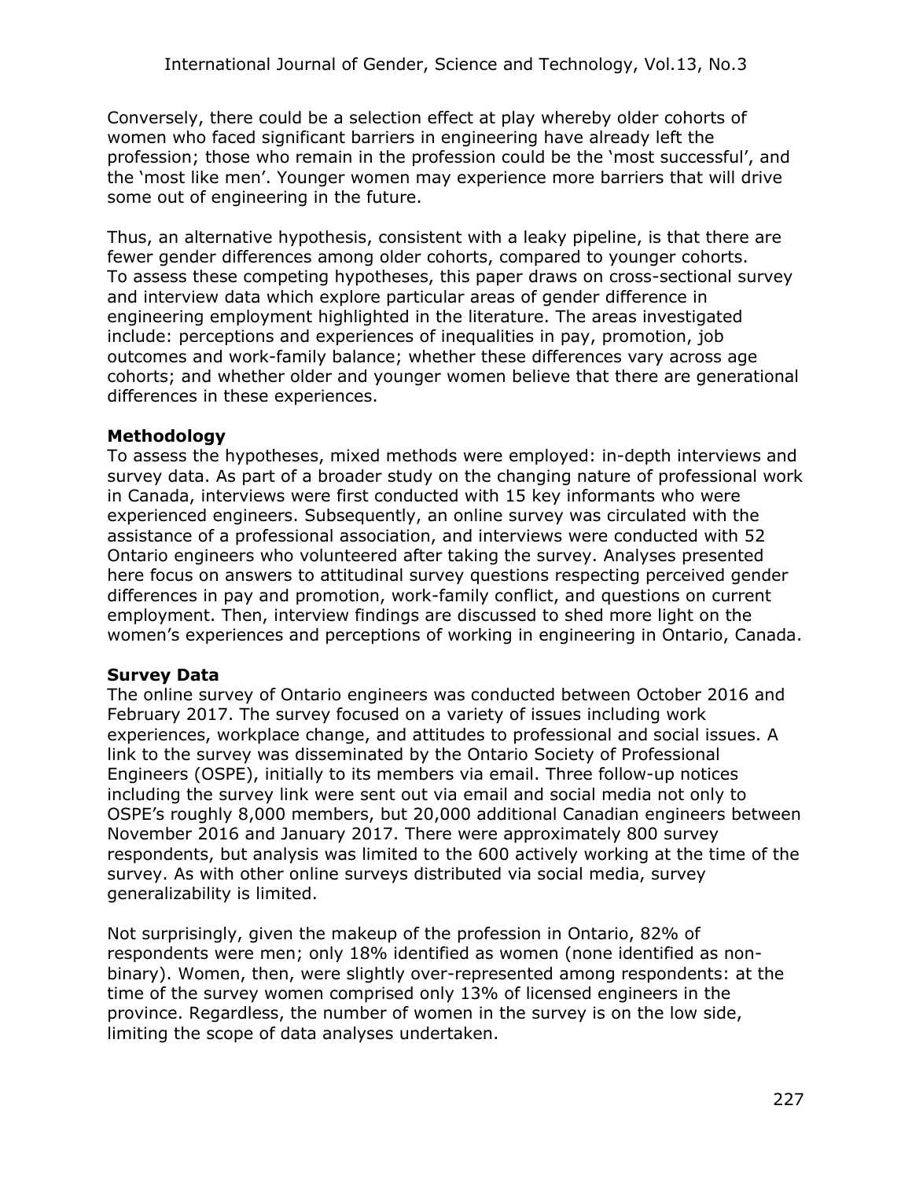Conversely, there could be a selection effect at play whereby older cohorts of women who faced significant barriers in engineering have already left the profession; those who remain in the profession could be the 'most successful', and the 'most like men'. Younger women may experience more barriers that will drive some out of engineering in the future.

Thus, an alternative hypothesis, consistent with a leaky pipeline, is that there are fewer gender differences among older cohorts, compared to younger cohorts. To assess these competing hypotheses, this paper draws on cross-sectional survey and interview data which explore particular areas of gender difference in engineering employment highlighted in the literature. The areas investigated include: perceptions and experiences of inequalities in pay, promotion, job outcomes and work-family balance; whether these differences vary across age cohorts; and whether older and younger women believe that there are generational differences in these experiences.

## Methodology

To assess the hypotheses, mixed methods were employed: in-depth interviews and survey data. As part of a broader study on the changing nature of professional work in Canada, interviews were first conducted with 15 key informants who were experienced engineers. Subsequently, an online survey was circulated with the assistance of a professional association, and interviews were conducted with 52 Ontario engineers who volunteered after taking the survey. Analyses presented here focus on answers to attitudinal survey questions respecting perceived gender differences in pay and promotion, work-family conflict, and questions on current employment. Then, interview findings are discussed to shed more light on the women's experiences and perceptions of working in engineering in Ontario, Canada.

## Survey Data

The online survey of Ontario engineers was conducted between October 2016 and February 2017. The survey focused on a variety of issues including work experiences, workplace change, and attitudes to professional and social issues. A link to the survey was disseminated by the Ontario Society of Professional Engineers (OSPE), initially to its members via email. Three follow-up notices including the survey link were sent out via email and social media not only to OSPE's roughly 8,000 members, but 20,000 additional Canadian engineers between November 2016 and January 2017. There were approximately 800 survey respondents, but analysis was limited to the 600 actively working at the time of the survey. As with other online surveys distributed via social media, survey generalizability is limited.

Not surprisingly, given the makeup of the profession in Ontario, 82% of respondents were men; only 18% identified as women (none identified as non-binary). Women, then, were slightly over-represented among respondents: at the time of the survey women comprised only 13% of licensed engineers in the province. Regardless, the number of women in the survey is on the low side, limiting the scope of data analyses undertaken.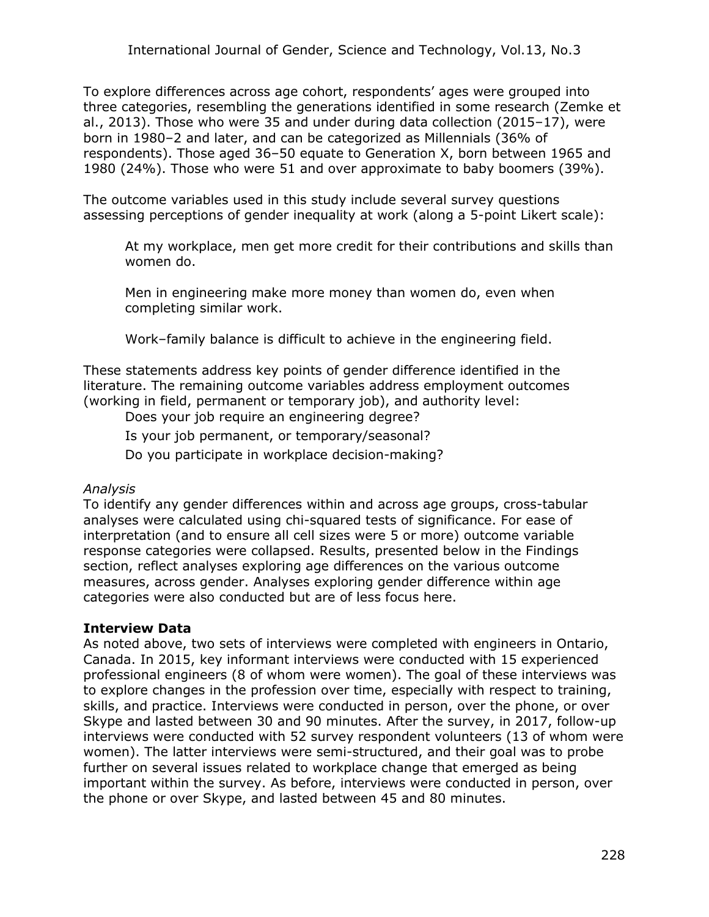To explore differences across age cohort, respondents' ages were grouped into three categories, resembling the generations identified in some research (Zemke et al., 2013). Those who were 35 and under during data collection (2015–17), were born in 1980–2 and later, and can be categorized as Millennials (36% of respondents). Those aged 36–50 equate to Generation X, born between 1965 and 1980 (24%). Those who were 51 and over approximate to baby boomers (39%).

The outcome variables used in this study include several survey questions assessing perceptions of gender inequality at work (along a 5-point Likert scale):

> At my workplace, men get more credit for their contributions and skills than women do.
>
> Men in engineering make more money than women do, even when completing similar work.
>
> Work–family balance is difficult to achieve in the engineering field.

These statements address key points of gender difference identified in the literature. The remaining outcome variables address employment outcomes (working in field, permanent or temporary job), and authority level:

> Does your job require an engineering degree?
>
> Is your job permanent, or temporary/seasonal?
>
> Do you participate in workplace decision-making?

*Analysis*

To identify any gender differences within and across age groups, cross-tabular analyses were calculated using chi-squared tests of significance. For ease of interpretation (and to ensure all cell sizes were 5 or more) outcome variable response categories were collapsed. Results, presented below in the Findings section, reflect analyses exploring age differences on the various outcome measures, across gender. Analyses exploring gender difference within age categories were also conducted but are of less focus here.

**Interview Data**

As noted above, two sets of interviews were completed with engineers in Ontario, Canada. In 2015, key informant interviews were conducted with 15 experienced professional engineers (8 of whom were women). The goal of these interviews was to explore changes in the profession over time, especially with respect to training, skills, and practice. Interviews were conducted in person, over the phone, or over Skype and lasted between 30 and 90 minutes. After the survey, in 2017, follow-up interviews were conducted with 52 survey respondent volunteers (13 of whom were women). The latter interviews were semi-structured, and their goal was to probe further on several issues related to workplace change that emerged as being important within the survey. As before, interviews were conducted in person, over the phone or over Skype, and lasted between 45 and 80 minutes.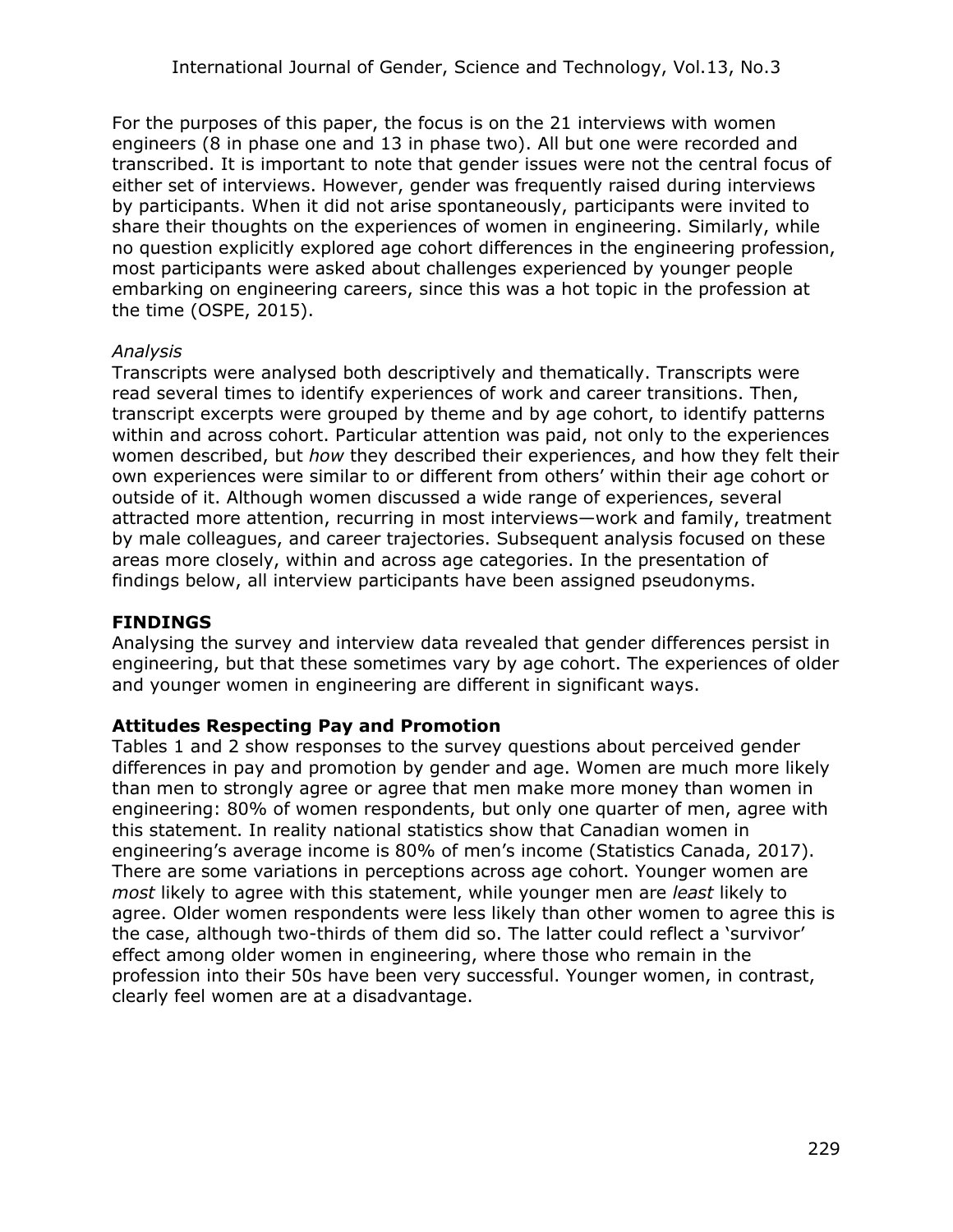For the purposes of this paper, the focus is on the 21 interviews with women engineers (8 in phase one and 13 in phase two). All but one were recorded and transcribed. It is important to note that gender issues were not the central focus of either set of interviews. However, gender was frequently raised during interviews by participants. When it did not arise spontaneously, participants were invited to share their thoughts on the experiences of women in engineering. Similarly, while no question explicitly explored age cohort differences in the engineering profession, most participants were asked about challenges experienced by younger people embarking on engineering careers, since this was a hot topic in the profession at the time (OSPE, 2015).

*Analysis*

Transcripts were analysed both descriptively and thematically. Transcripts were read several times to identify experiences of work and career transitions. Then, transcript excerpts were grouped by theme and by age cohort, to identify patterns within and across cohort. Particular attention was paid, not only to the experiences women described, but *how* they described their experiences, and how they felt their own experiences were similar to or different from others' within their age cohort or outside of it. Although women discussed a wide range of experiences, several attracted more attention, recurring in most interviews—work and family, treatment by male colleagues, and career trajectories. Subsequent analysis focused on these areas more closely, within and across age categories. In the presentation of findings below, all interview participants have been assigned pseudonyms.

## FINDINGS

Analysing the survey and interview data revealed that gender differences persist in engineering, but that these sometimes vary by age cohort. The experiences of older and younger women in engineering are different in significant ways.

### Attitudes Respecting Pay and Promotion

Tables 1 and 2 show responses to the survey questions about perceived gender differences in pay and promotion by gender and age. Women are much more likely than men to strongly agree or agree that men make more money than women in engineering: 80% of women respondents, but only one quarter of men, agree with this statement. In reality national statistics show that Canadian women in engineering's average income is 80% of men's income (Statistics Canada, 2017). There are some variations in perceptions across age cohort. Younger women are *most* likely to agree with this statement, while younger men are *least* likely to agree. Older women respondents were less likely than other women to agree this is the case, although two-thirds of them did so. The latter could reflect a 'survivor' effect among older women in engineering, where those who remain in the profession into their 50s have been very successful. Younger women, in contrast, clearly feel women are at a disadvantage.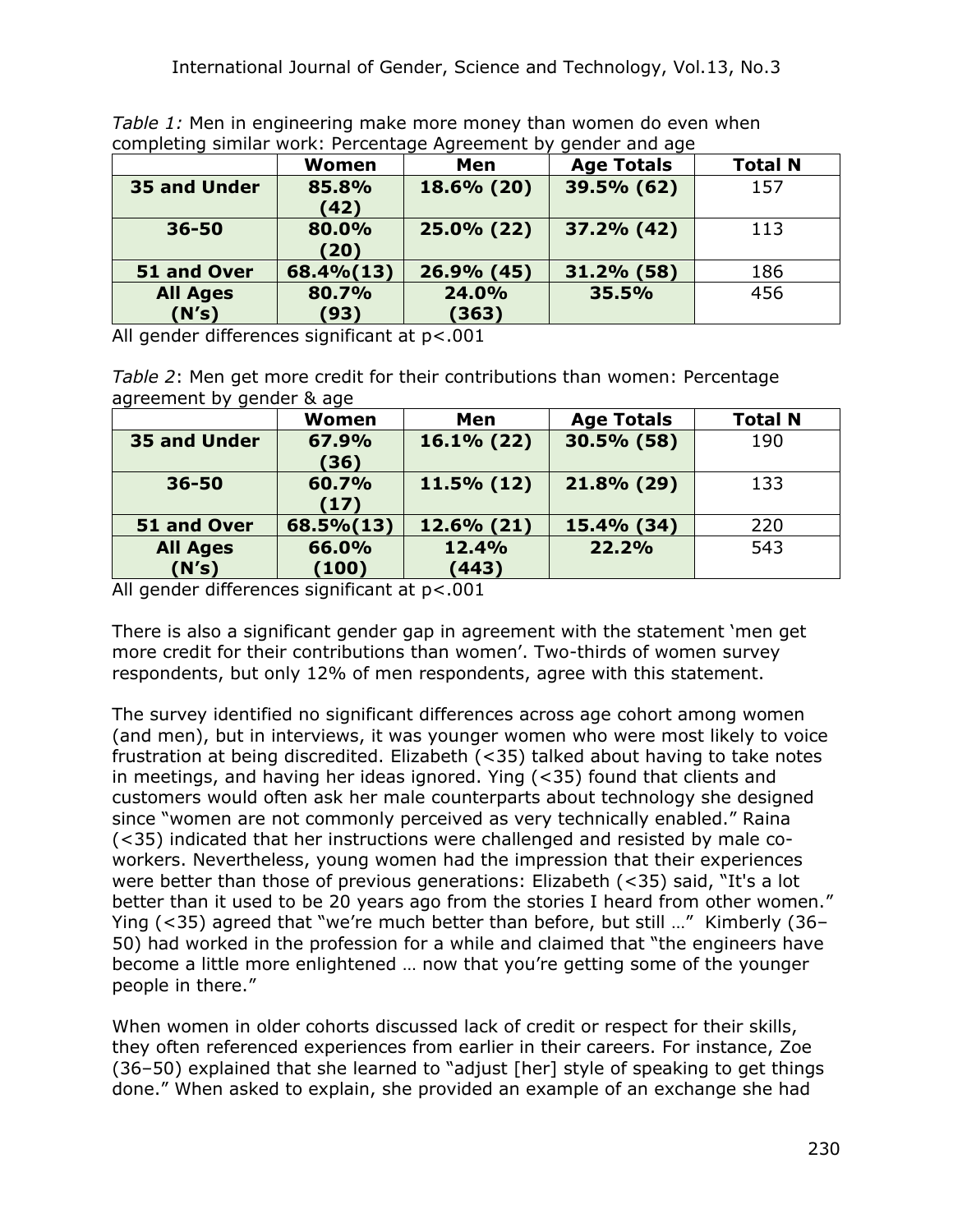*Table 1:* Men in engineering make more money than women do even when completing similar work: Percentage Agreement by gender and age

| | Women | Men | Age Totals | Total N |
|---|---|---|---|---|
| **35 and Under** | **85.8% (42)** | **18.6% (20)** | **39.5% (62)** | 157 |
| **36-50** | **80.0% (20)** | **25.0% (22)** | **37.2% (42)** | 113 |
| **51 and Over** | **68.4%(13)** | **26.9% (45)** | **31.2% (58)** | 186 |
| **All Ages (N's)** | **80.7% (93)** | **24.0% (363)** | **35.5%** | 456 |

All gender differences significant at p<.001

*Table 2*: Men get more credit for their contributions than women: Percentage agreement by gender & age

| | Women | Men | Age Totals | Total N |
|---|---|---|---|---|
| **35 and Under** | **67.9% (36)** | **16.1% (22)** | **30.5% (58)** | 190 |
| **36-50** | **60.7% (17)** | **11.5% (12)** | **21.8% (29)** | 133 |
| **51 and Over** | **68.5%(13)** | **12.6% (21)** | **15.4% (34)** | 220 |
| **All Ages (N's)** | **66.0% (100)** | **12.4% (443)** | **22.2%** | 543 |

All gender differences significant at p<.001

There is also a significant gender gap in agreement with the statement 'men get more credit for their contributions than women'. Two-thirds of women survey respondents, but only 12% of men respondents, agree with this statement.

The survey identified no significant differences across age cohort among women (and men), but in interviews, it was younger women who were most likely to voice frustration at being discredited. Elizabeth (<35) talked about having to take notes in meetings, and having her ideas ignored. Ying (<35) found that clients and customers would often ask her male counterparts about technology she designed since "women are not commonly perceived as very technically enabled." Raina (<35) indicated that her instructions were challenged and resisted by male co-workers. Nevertheless, young women had the impression that their experiences were better than those of previous generations: Elizabeth (<35) said, "It's a lot better than it used to be 20 years ago from the stories I heard from other women." Ying (<35) agreed that "we're much better than before, but still …" Kimberly (36–50) had worked in the profession for a while and claimed that "the engineers have become a little more enlightened … now that you're getting some of the younger people in there."

When women in older cohorts discussed lack of credit or respect for their skills, they often referenced experiences from earlier in their careers. For instance, Zoe (36–50) explained that she learned to "adjust [her] style of speaking to get things done." When asked to explain, she provided an example of an exchange she had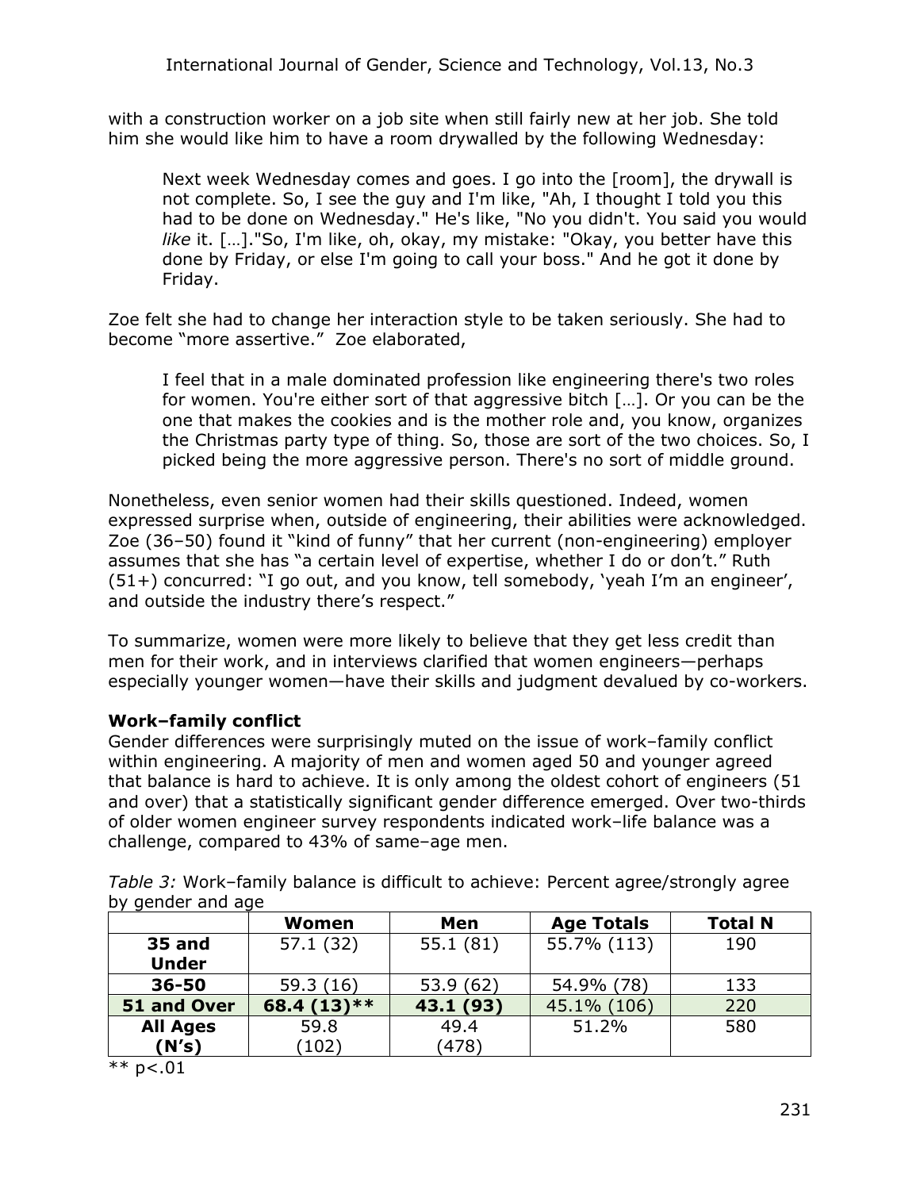with a construction worker on a job site when still fairly new at her job. She told him she would like him to have a room drywalled by the following Wednesday:

> Next week Wednesday comes and goes. I go into the [room], the drywall is not complete. So, I see the guy and I'm like, "Ah, I thought I told you this had to be done on Wednesday." He's like, "No you didn't. You said you would *like* it. […]."So, I'm like, oh, okay, my mistake: "Okay, you better have this done by Friday, or else I'm going to call your boss." And he got it done by Friday.

Zoe felt she had to change her interaction style to be taken seriously. She had to become "more assertive." Zoe elaborated,

> I feel that in a male dominated profession like engineering there's two roles for women. You're either sort of that aggressive bitch […]. Or you can be the one that makes the cookies and is the mother role and, you know, organizes the Christmas party type of thing. So, those are sort of the two choices. So, I picked being the more aggressive person. There's no sort of middle ground.

Nonetheless, even senior women had their skills questioned. Indeed, women expressed surprise when, outside of engineering, their abilities were acknowledged. Zoe (36–50) found it "kind of funny" that her current (non-engineering) employer assumes that she has "a certain level of expertise, whether I do or don't." Ruth (51+) concurred: "I go out, and you know, tell somebody, 'yeah I'm an engineer', and outside the industry there's respect."

To summarize, women were more likely to believe that they get less credit than men for their work, and in interviews clarified that women engineers—perhaps especially younger women—have their skills and judgment devalued by co-workers.

**Work–family conflict**

Gender differences were surprisingly muted on the issue of work–family conflict within engineering. A majority of men and women aged 50 and younger agreed that balance is hard to achieve. It is only among the oldest cohort of engineers (51 and over) that a statistically significant gender difference emerged. Over two-thirds of older women engineer survey respondents indicated work–life balance was a challenge, compared to 43% of same–age men.

*Table 3:* Work–family balance is difficult to achieve: Percent agree/strongly agree by gender and age

| | Women | Men | Age Totals | Total N |
|---|---|---|---|---|
| **35 and Under** | 57.1 (32) | 55.1 (81) | 55.7% (113) | 190 |
| **36-50** | 59.3 (16) | 53.9 (62) | 54.9% (78) | 133 |
| **51 and Over** | **68.4 (13)\*\*** | **43.1 (93)** | 45.1% (106) | 220 |
| **All Ages (N's)** | 59.8 (102) | 49.4 (478) | 51.2% | 580 |

** $p<.01$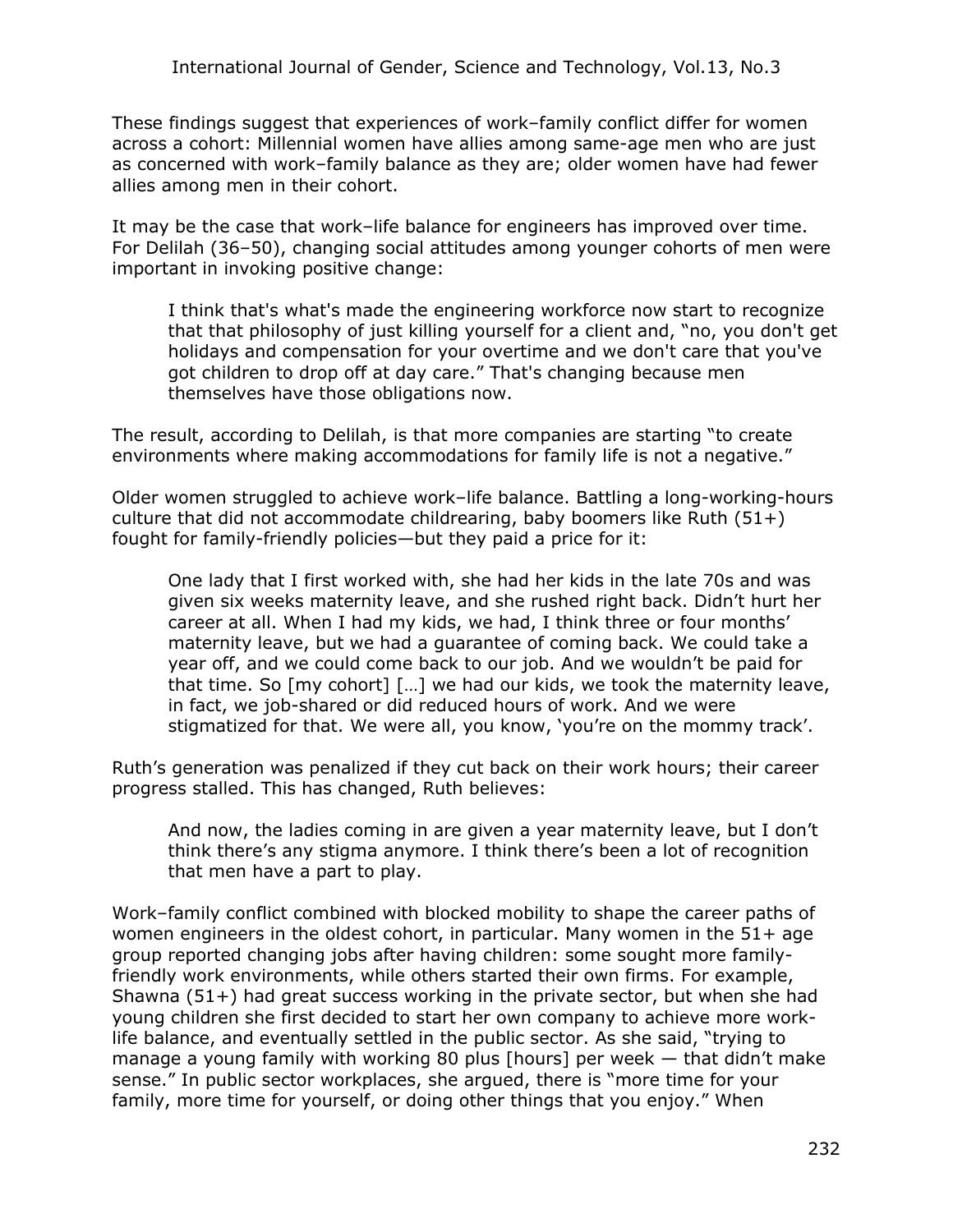These findings suggest that experiences of work–family conflict differ for women across a cohort: Millennial women have allies among same-age men who are just as concerned with work–family balance as they are; older women have had fewer allies among men in their cohort.

It may be the case that work–life balance for engineers has improved over time. For Delilah (36–50), changing social attitudes among younger cohorts of men were important in invoking positive change:

> I think that's what's made the engineering workforce now start to recognize that that philosophy of just killing yourself for a client and, "no, you don't get holidays and compensation for your overtime and we don't care that you've got children to drop off at day care." That's changing because men themselves have those obligations now.

The result, according to Delilah, is that more companies are starting "to create environments where making accommodations for family life is not a negative."

Older women struggled to achieve work–life balance. Battling a long-working-hours culture that did not accommodate childrearing, baby boomers like Ruth (51+) fought for family-friendly policies—but they paid a price for it:

> One lady that I first worked with, she had her kids in the late 70s and was given six weeks maternity leave, and she rushed right back. Didn't hurt her career at all. When I had my kids, we had, I think three or four months' maternity leave, but we had a guarantee of coming back. We could take a year off, and we could come back to our job. And we wouldn't be paid for that time. So [my cohort] […] we had our kids, we took the maternity leave, in fact, we job-shared or did reduced hours of work. And we were stigmatized for that. We were all, you know, 'you're on the mommy track'.

Ruth's generation was penalized if they cut back on their work hours; their career progress stalled. This has changed, Ruth believes:

> And now, the ladies coming in are given a year maternity leave, but I don't think there's any stigma anymore. I think there's been a lot of recognition that men have a part to play.

Work–family conflict combined with blocked mobility to shape the career paths of women engineers in the oldest cohort, in particular. Many women in the 51+ age group reported changing jobs after having children: some sought more family-friendly work environments, while others started their own firms. For example, Shawna (51+) had great success working in the private sector, but when she had young children she first decided to start her own company to achieve more work-life balance, and eventually settled in the public sector. As she said, "trying to manage a young family with working 80 plus [hours] per week — that didn't make sense." In public sector workplaces, she argued, there is "more time for your family, more time for yourself, or doing other things that you enjoy." When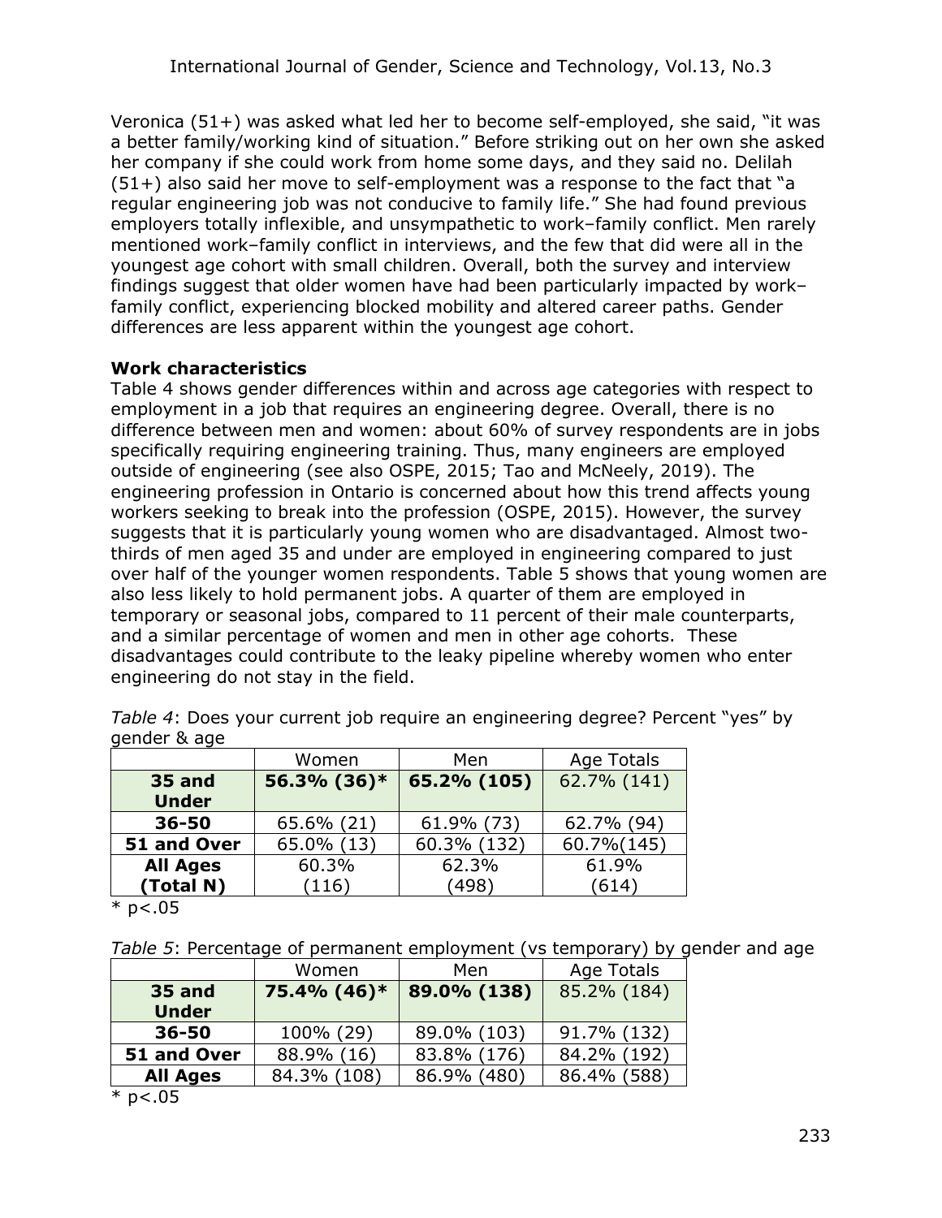Veronica (51+) was asked what led her to become self-employed, she said, "it was a better family/working kind of situation." Before striking out on her own she asked her company if she could work from home some days, and they said no. Delilah (51+) also said her move to self-employment was a response to the fact that "a regular engineering job was not conducive to family life." She had found previous employers totally inflexible, and unsympathetic to work–family conflict. Men rarely mentioned work–family conflict in interviews, and the few that did were all in the youngest age cohort with small children. Overall, both the survey and interview findings suggest that older women have had been particularly impacted by work–family conflict, experiencing blocked mobility and altered career paths. Gender differences are less apparent within the youngest age cohort.

### Work characteristics

Table 4 shows gender differences within and across age categories with respect to employment in a job that requires an engineering degree. Overall, there is no difference between men and women: about 60% of survey respondents are in jobs specifically requiring engineering training. Thus, many engineers are employed outside of engineering (see also OSPE, 2015; Tao and McNeely, 2019). The engineering profession in Ontario is concerned about how this trend affects young workers seeking to break into the profession (OSPE, 2015). However, the survey suggests that it is particularly young women who are disadvantaged. Almost two-thirds of men aged 35 and under are employed in engineering compared to just over half of the younger women respondents. Table 5 shows that young women are also less likely to hold permanent jobs. A quarter of them are employed in temporary or seasonal jobs, compared to 11 percent of their male counterparts, and a similar percentage of women and men in other age cohorts. These disadvantages could contribute to the leaky pipeline whereby women who enter engineering do not stay in the field.

*Table 4*: Does your current job require an engineering degree? Percent "yes" by gender & age

| | Women | Men | Age Totals |
|---|---|---|---|
| **35 and Under** | **56.3% (36)*** | **65.2% (105)** | 62.7% (141) |
| **36-50** | 65.6% (21) | 61.9% (73) | 62.7% (94) |
| **51 and Over** | 65.0% (13) | 60.3% (132) | 60.7%(145) |
| **All Ages (Total N)** | 60.3% (116) | 62.3% (498) | 61.9% (614) |

\* p<.05

*Table 5*: Percentage of permanent employment (vs temporary) by gender and age

| | Women | Men | Age Totals |
|---|---|---|---|
| **35 and Under** | **75.4% (46)*** | **89.0% (138)** | 85.2% (184) |
| **36-50** | 100% (29) | 89.0% (103) | 91.7% (132) |
| **51 and Over** | 88.9% (16) | 83.8% (176) | 84.2% (192) |
| **All Ages** | 84.3% (108) | 86.9% (480) | 86.4% (588) |

\* p<.05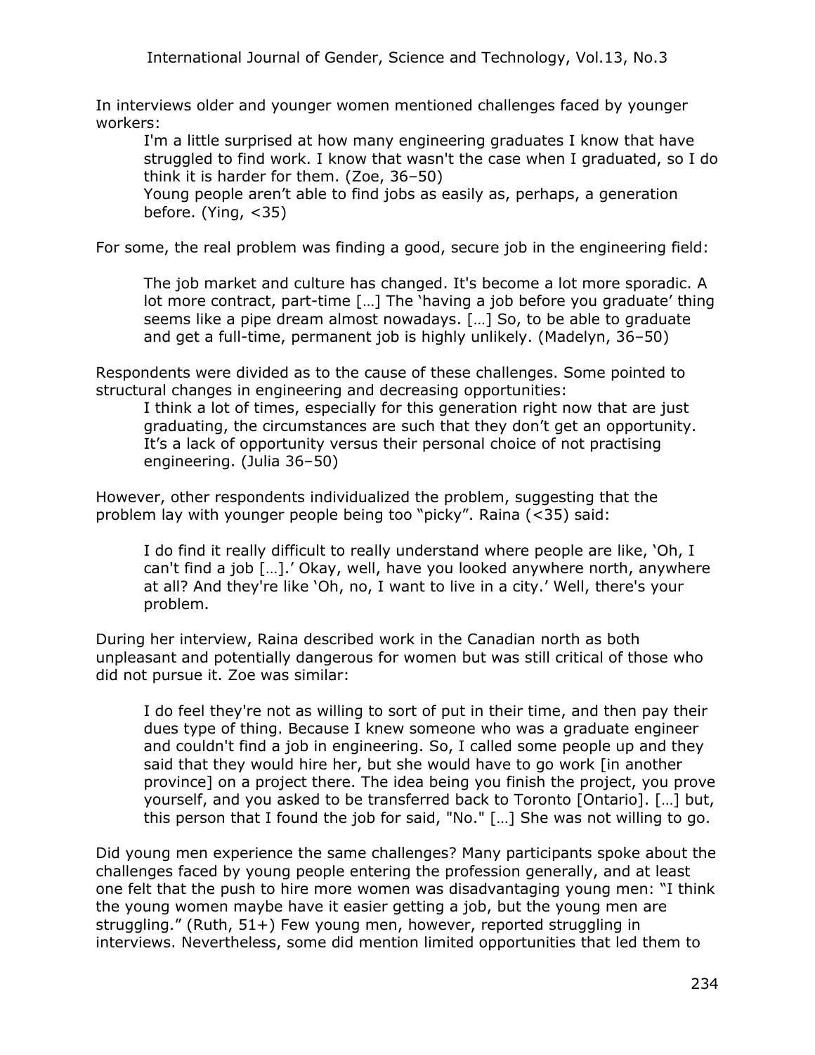In interviews older and younger women mentioned challenges faced by younger workers:

> I'm a little surprised at how many engineering graduates I know that have struggled to find work. I know that wasn't the case when I graduated, so I do think it is harder for them. (Zoe, 36–50)
>
> Young people aren't able to find jobs as easily as, perhaps, a generation before. (Ying, <35)

For some, the real problem was finding a good, secure job in the engineering field:

> The job market and culture has changed. It's become a lot more sporadic. A lot more contract, part-time […] The 'having a job before you graduate' thing seems like a pipe dream almost nowadays. […] So, to be able to graduate and get a full-time, permanent job is highly unlikely. (Madelyn, 36–50)

Respondents were divided as to the cause of these challenges. Some pointed to structural changes in engineering and decreasing opportunities:

> I think a lot of times, especially for this generation right now that are just graduating, the circumstances are such that they don't get an opportunity. It's a lack of opportunity versus their personal choice of not practising engineering. (Julia 36–50)

However, other respondents individualized the problem, suggesting that the problem lay with younger people being too "picky". Raina (<35) said:

> I do find it really difficult to really understand where people are like, 'Oh, I can't find a job […].' Okay, well, have you looked anywhere north, anywhere at all? And they're like 'Oh, no, I want to live in a city.' Well, there's your problem.

During her interview, Raina described work in the Canadian north as both unpleasant and potentially dangerous for women but was still critical of those who did not pursue it. Zoe was similar:

> I do feel they're not as willing to sort of put in their time, and then pay their dues type of thing. Because I knew someone who was a graduate engineer and couldn't find a job in engineering. So, I called some people up and they said that they would hire her, but she would have to go work [in another province] on a project there. The idea being you finish the project, you prove yourself, and you asked to be transferred back to Toronto [Ontario]. […] but, this person that I found the job for said, "No." […] She was not willing to go.

Did young men experience the same challenges? Many participants spoke about the challenges faced by young people entering the profession generally, and at least one felt that the push to hire more women was disadvantaging young men: "I think the young women maybe have it easier getting a job, but the young men are struggling." (Ruth, 51+) Few young men, however, reported struggling in interviews. Nevertheless, some did mention limited opportunities that led them to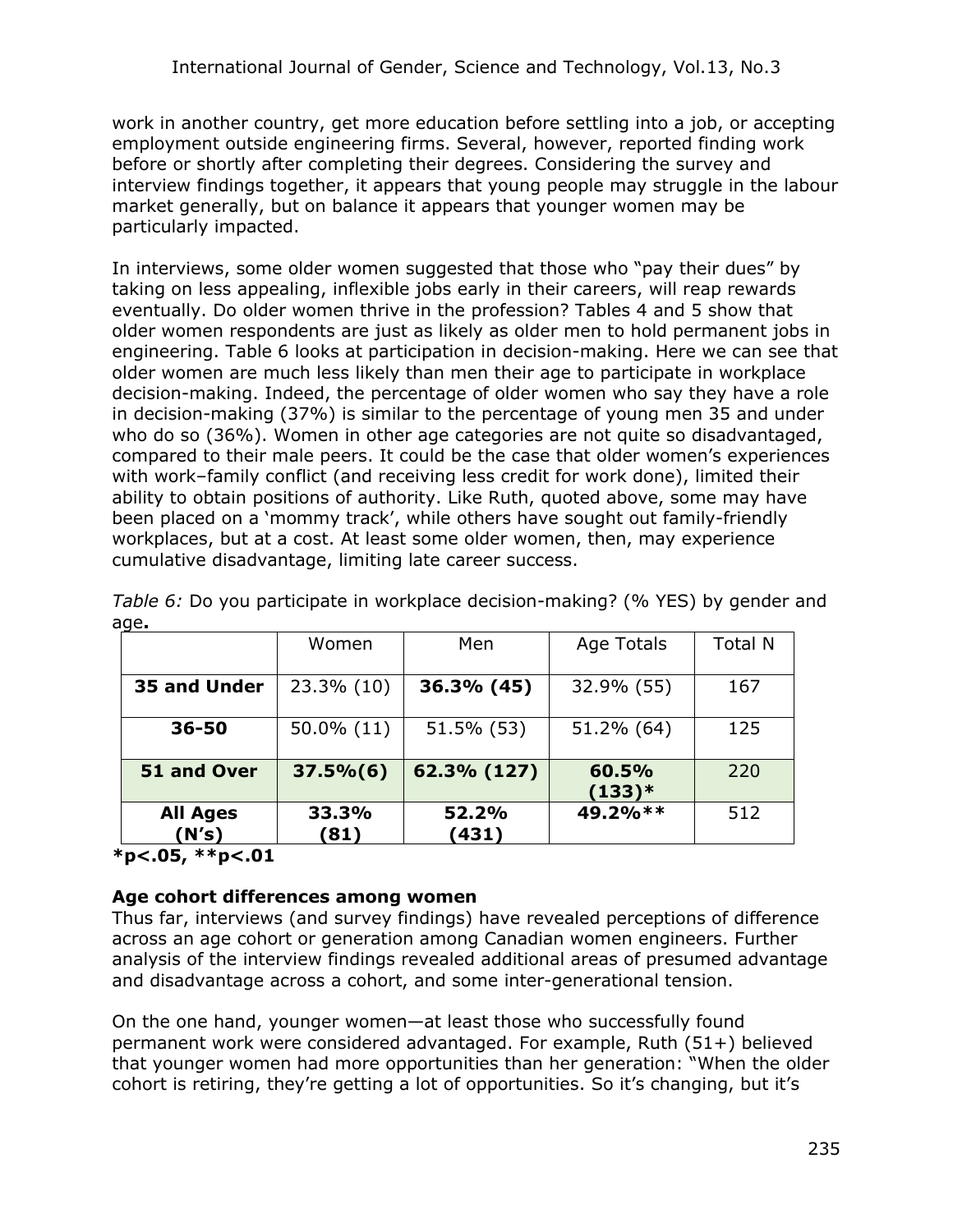work in another country, get more education before settling into a job, or accepting employment outside engineering firms. Several, however, reported finding work before or shortly after completing their degrees. Considering the survey and interview findings together, it appears that young people may struggle in the labour market generally, but on balance it appears that younger women may be particularly impacted.

In interviews, some older women suggested that those who "pay their dues" by taking on less appealing, inflexible jobs early in their careers, will reap rewards eventually. Do older women thrive in the profession? Tables 4 and 5 show that older women respondents are just as likely as older men to hold permanent jobs in engineering. Table 6 looks at participation in decision-making. Here we can see that older women are much less likely than men their age to participate in workplace decision-making. Indeed, the percentage of older women who say they have a role in decision-making (37%) is similar to the percentage of young men 35 and under who do so (36%). Women in other age categories are not quite so disadvantaged, compared to their male peers. It could be the case that older women's experiences with work–family conflict (and receiving less credit for work done), limited their ability to obtain positions of authority. Like Ruth, quoted above, some may have been placed on a 'mommy track', while others have sought out family-friendly workplaces, but at a cost. At least some older women, then, may experience cumulative disadvantage, limiting late career success.

*Table 6:* Do you participate in workplace decision-making? (% YES) by gender and age**.**

| | Women | Men | Age Totals | Total N |
|---|---|---|---|---|
| **35 and Under** | 23.3% (10) | **36.3% (45)** | 32.9% (55) | 167 |
| **36-50** | 50.0% (11) | 51.5% (53) | 51.2% (64) | 125 |
| **51 and Over** | **37.5%(6)** | **62.3% (127)** | **60.5% (133)*** | 220 |
| **All Ages (N's)** | **33.3% (81)** | **52.2% (431)** | **49.2%**** | 512 |

**\*p<.05, \*\*p<.01**

### Age cohort differences among women

Thus far, interviews (and survey findings) have revealed perceptions of difference across an age cohort or generation among Canadian women engineers. Further analysis of the interview findings revealed additional areas of presumed advantage and disadvantage across a cohort, and some inter-generational tension.

On the one hand, younger women—at least those who successfully found permanent work were considered advantaged. For example, Ruth (51+) believed that younger women had more opportunities than her generation: "When the older cohort is retiring, they're getting a lot of opportunities. So it's changing, but it's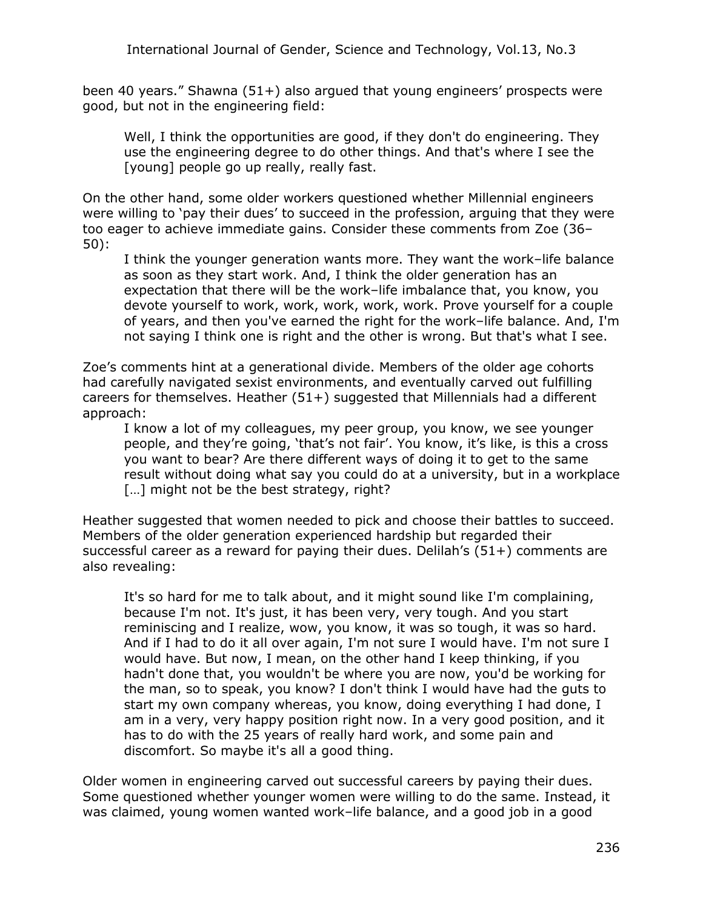been 40 years." Shawna (51+) also argued that young engineers' prospects were good, but not in the engineering field:

> Well, I think the opportunities are good, if they don't do engineering. They use the engineering degree to do other things. And that's where I see the [young] people go up really, really fast.

On the other hand, some older workers questioned whether Millennial engineers were willing to 'pay their dues' to succeed in the profession, arguing that they were too eager to achieve immediate gains. Consider these comments from Zoe (36–50):

> I think the younger generation wants more. They want the work–life balance as soon as they start work. And, I think the older generation has an expectation that there will be the work–life imbalance that, you know, you devote yourself to work, work, work, work, work. Prove yourself for a couple of years, and then you've earned the right for the work–life balance. And, I'm not saying I think one is right and the other is wrong. But that's what I see.

Zoe's comments hint at a generational divide. Members of the older age cohorts had carefully navigated sexist environments, and eventually carved out fulfilling careers for themselves. Heather (51+) suggested that Millennials had a different approach:

> I know a lot of my colleagues, my peer group, you know, we see younger people, and they're going, 'that's not fair'. You know, it's like, is this a cross you want to bear? Are there different ways of doing it to get to the same result without doing what say you could do at a university, but in a workplace […] might not be the best strategy, right?

Heather suggested that women needed to pick and choose their battles to succeed. Members of the older generation experienced hardship but regarded their successful career as a reward for paying their dues. Delilah's (51+) comments are also revealing:

> It's so hard for me to talk about, and it might sound like I'm complaining, because I'm not. It's just, it has been very, very tough. And you start reminiscing and I realize, wow, you know, it was so tough, it was so hard. And if I had to do it all over again, I'm not sure I would have. I'm not sure I would have. But now, I mean, on the other hand I keep thinking, if you hadn't done that, you wouldn't be where you are now, you'd be working for the man, so to speak, you know? I don't think I would have had the guts to start my own company whereas, you know, doing everything I had done, I am in a very, very happy position right now. In a very good position, and it has to do with the 25 years of really hard work, and some pain and discomfort. So maybe it's all a good thing.

Older women in engineering carved out successful careers by paying their dues. Some questioned whether younger women were willing to do the same. Instead, it was claimed, young women wanted work–life balance, and a good job in a good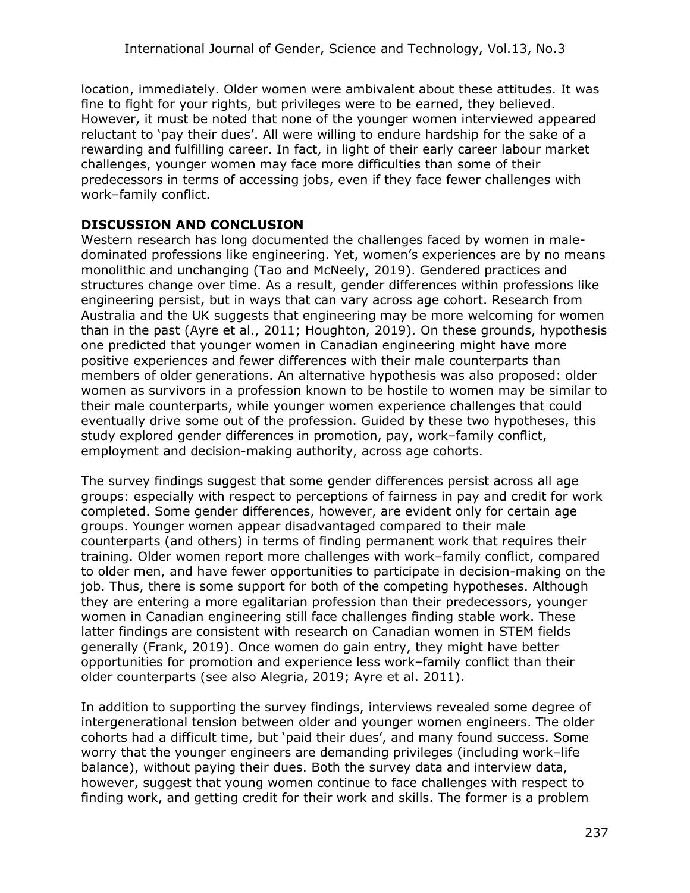location, immediately. Older women were ambivalent about these attitudes. It was fine to fight for your rights, but privileges were to be earned, they believed. However, it must be noted that none of the younger women interviewed appeared reluctant to 'pay their dues'. All were willing to endure hardship for the sake of a rewarding and fulfilling career. In fact, in light of their early career labour market challenges, younger women may face more difficulties than some of their predecessors in terms of accessing jobs, even if they face fewer challenges with work–family conflict.

## DISCUSSION AND CONCLUSION

Western research has long documented the challenges faced by women in male-dominated professions like engineering. Yet, women's experiences are by no means monolithic and unchanging (Tao and McNeely, 2019). Gendered practices and structures change over time. As a result, gender differences within professions like engineering persist, but in ways that can vary across age cohort. Research from Australia and the UK suggests that engineering may be more welcoming for women than in the past (Ayre et al., 2011; Houghton, 2019). On these grounds, hypothesis one predicted that younger women in Canadian engineering might have more positive experiences and fewer differences with their male counterparts than members of older generations. An alternative hypothesis was also proposed: older women as survivors in a profession known to be hostile to women may be similar to their male counterparts, while younger women experience challenges that could eventually drive some out of the profession. Guided by these two hypotheses, this study explored gender differences in promotion, pay, work–family conflict, employment and decision-making authority, across age cohorts.

The survey findings suggest that some gender differences persist across all age groups: especially with respect to perceptions of fairness in pay and credit for work completed. Some gender differences, however, are evident only for certain age groups. Younger women appear disadvantaged compared to their male counterparts (and others) in terms of finding permanent work that requires their training. Older women report more challenges with work–family conflict, compared to older men, and have fewer opportunities to participate in decision-making on the job. Thus, there is some support for both of the competing hypotheses. Although they are entering a more egalitarian profession than their predecessors, younger women in Canadian engineering still face challenges finding stable work. These latter findings are consistent with research on Canadian women in STEM fields generally (Frank, 2019). Once women do gain entry, they might have better opportunities for promotion and experience less work–family conflict than their older counterparts (see also Alegria, 2019; Ayre et al. 2011).

In addition to supporting the survey findings, interviews revealed some degree of intergenerational tension between older and younger women engineers. The older cohorts had a difficult time, but 'paid their dues', and many found success. Some worry that the younger engineers are demanding privileges (including work–life balance), without paying their dues. Both the survey data and interview data, however, suggest that young women continue to face challenges with respect to finding work, and getting credit for their work and skills. The former is a problem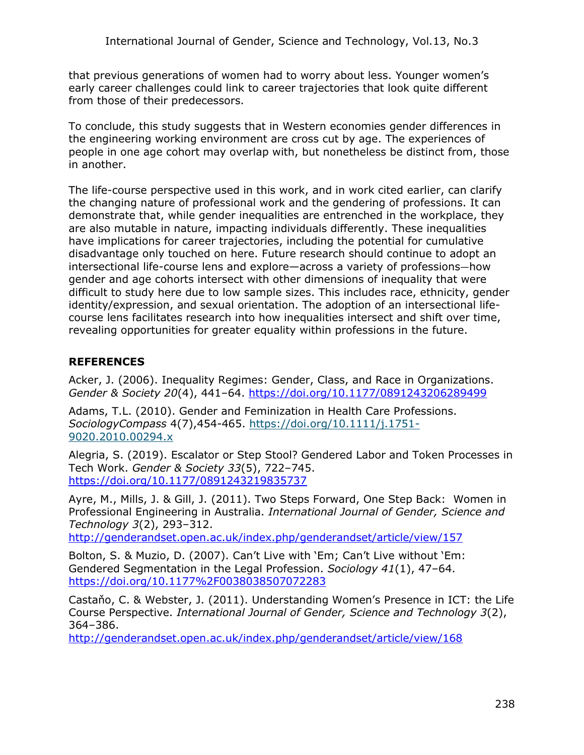that previous generations of women had to worry about less. Younger women's early career challenges could link to career trajectories that look quite different from those of their predecessors.

To conclude, this study suggests that in Western economies gender differences in the engineering working environment are cross cut by age. The experiences of people in one age cohort may overlap with, but nonetheless be distinct from, those in another.

The life-course perspective used in this work, and in work cited earlier, can clarify the changing nature of professional work and the gendering of professions. It can demonstrate that, while gender inequalities are entrenched in the workplace, they are also mutable in nature, impacting individuals differently. These inequalities have implications for career trajectories, including the potential for cumulative disadvantage only touched on here. Future research should continue to adopt an intersectional life-course lens and explore—across a variety of professions—how gender and age cohorts intersect with other dimensions of inequality that were difficult to study here due to low sample sizes. This includes race, ethnicity, gender identity/expression, and sexual orientation. The adoption of an intersectional life-course lens facilitates research into how inequalities intersect and shift over time, revealing opportunities for greater equality within professions in the future.

## REFERENCES

Acker, J. (2006). Inequality Regimes: Gender, Class, and Race in Organizations. *Gender & Society 20*(4), 441–64. https://doi.org/10.1177/0891243206289499

Adams, T.L. (2010). Gender and Feminization in Health Care Professions. *SociologyCompass* 4(7),454-465. https://doi.org/10.1111/j.1751-9020.2010.00294.x

Alegria, S. (2019). Escalator or Step Stool? Gendered Labor and Token Processes in Tech Work. *Gender & Society 33*(5), 722–745. https://doi.org/10.1177/0891243219835737

Ayre, M., Mills, J. & Gill, J. (2011). Two Steps Forward, One Step Back: Women in Professional Engineering in Australia. *International Journal of Gender, Science and Technology 3*(2), 293–312. http://genderandset.open.ac.uk/index.php/genderandset/article/view/157

Bolton, S. & Muzio, D. (2007). Can't Live with 'Em; Can't Live without 'Em: Gendered Segmentation in the Legal Profession. *Sociology 41*(1), 47–64. https://doi.org/10.1177%2F0038038507072283

Castaňo, C. & Webster, J. (2011). Understanding Women's Presence in ICT: the Life Course Perspective. *International Journal of Gender, Science and Technology 3*(2), 364–386. http://genderandset.open.ac.uk/index.php/genderandset/article/view/168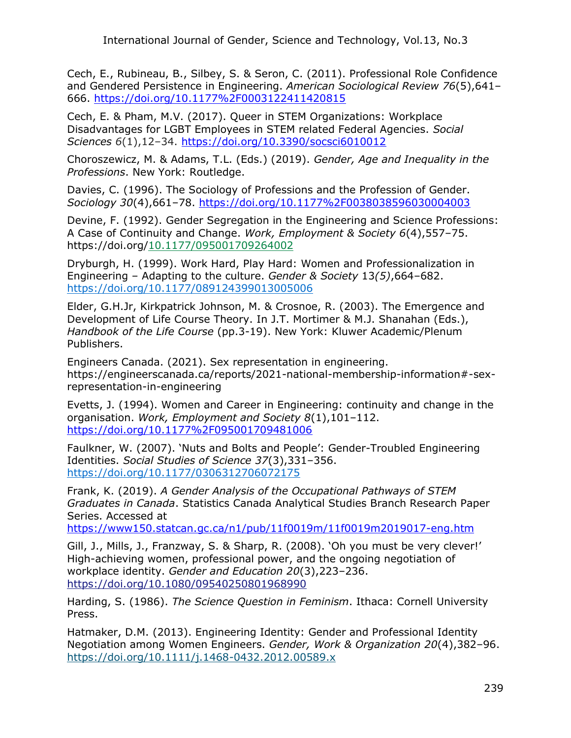Cech, E., Rubineau, B., Silbey, S. & Seron, C. (2011). Professional Role Confidence and Gendered Persistence in Engineering. *American Sociological Review 76*(5),641–666. https://doi.org/10.1177%2F0003122411420815

Cech, E. & Pham, M.V. (2017). Queer in STEM Organizations: Workplace Disadvantages for LGBT Employees in STEM related Federal Agencies. *Social Sciences 6*(1),12–34. https://doi.org/10.3390/socsci6010012

Choroszewicz, M. & Adams, T.L. (Eds.) (2019). *Gender, Age and Inequality in the Professions*. New York: Routledge.

Davies, C. (1996). The Sociology of Professions and the Profession of Gender. *Sociology 30*(4),661–78. https://doi.org/10.1177%2F0038038596030004003

Devine, F. (1992). Gender Segregation in the Engineering and Science Professions: A Case of Continuity and Change. *Work, Employment & Society 6*(4),557–75. https://doi.org/10.1177/095001709264002

Dryburgh, H. (1999). Work Hard, Play Hard: Women and Professionalization in Engineering – Adapting to the culture. *Gender & Society* 13*(5)*,664–682. https://doi.org/10.1177/089124399013005006

Elder, G.H.Jr, Kirkpatrick Johnson, M. & Crosnoe, R. (2003). The Emergence and Development of Life Course Theory. In J.T. Mortimer & M.J. Shanahan (Eds.), *Handbook of the Life Course* (pp.3-19). New York: Kluwer Academic/Plenum Publishers.

Engineers Canada. (2021). Sex representation in engineering. https://engineerscanada.ca/reports/2021-national-membership-information#-sex-representation-in-engineering

Evetts, J. (1994). Women and Career in Engineering: continuity and change in the organisation. *Work, Employment and Society 8*(1),101–112. https://doi.org/10.1177%2F095001709481006

Faulkner, W. (2007). 'Nuts and Bolts and People': Gender-Troubled Engineering Identities. *Social Studies of Science 37*(3),331–356. https://doi.org/10.1177/0306312706072175

Frank, K. (2019). *A Gender Analysis of the Occupational Pathways of STEM Graduates in Canada*. Statistics Canada Analytical Studies Branch Research Paper Series. Accessed at https://www150.statcan.gc.ca/n1/pub/11f0019m/11f0019m2019017-eng.htm

Gill, J., Mills, J., Franzway, S. & Sharp, R. (2008). 'Oh you must be very clever!' High-achieving women, professional power, and the ongoing negotiation of workplace identity. *Gender and Education 20*(3),223–236. https://doi.org/10.1080/09540250801968990

Harding, S. (1986). *The Science Question in Feminism*. Ithaca: Cornell University Press.

Hatmaker, D.M. (2013). Engineering Identity: Gender and Professional Identity Negotiation among Women Engineers. *Gender, Work & Organization 20*(4),382–96. https://doi.org/10.1111/j.1468-0432.2012.00589.x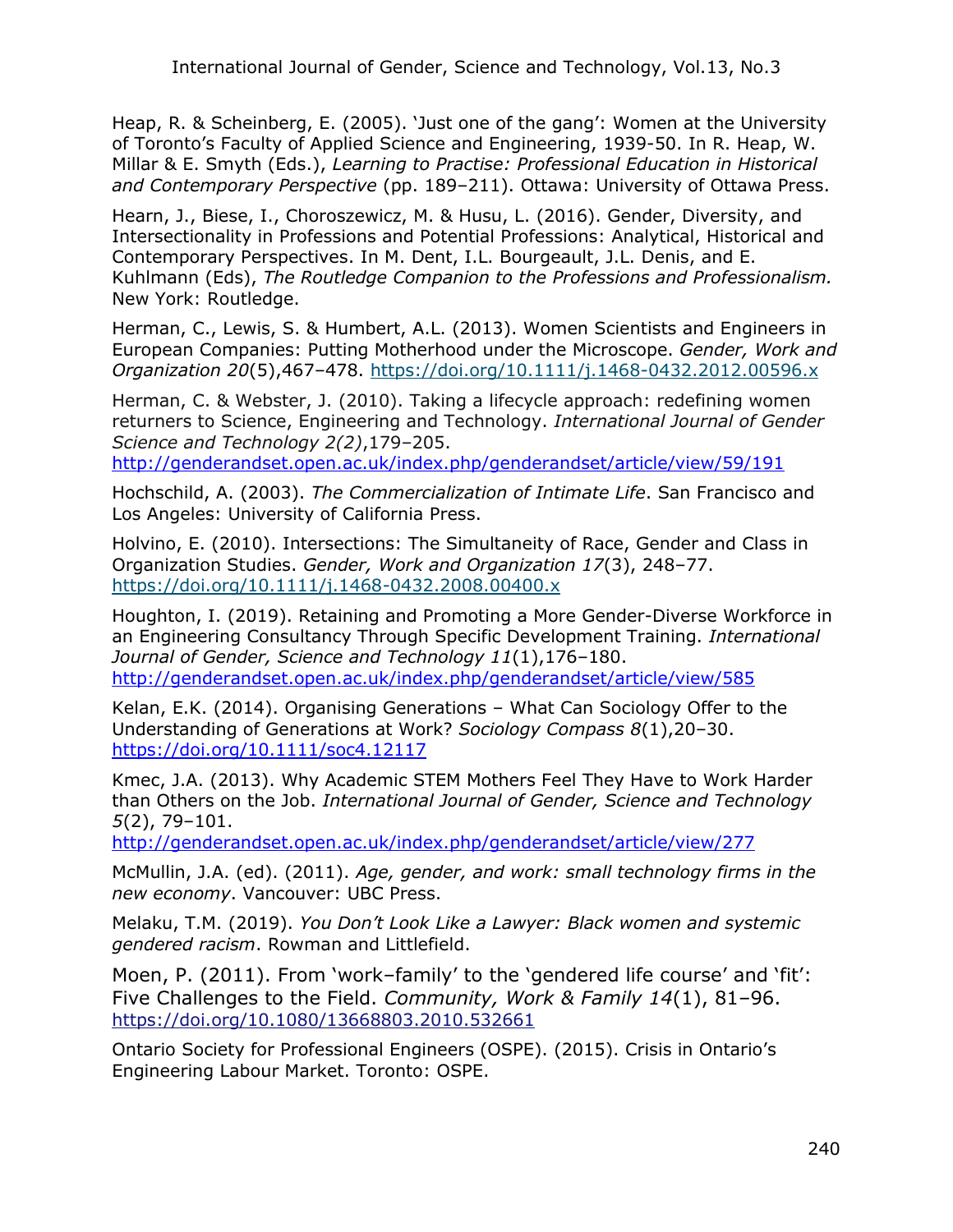Heap, R. & Scheinberg, E. (2005). 'Just one of the gang': Women at the University of Toronto's Faculty of Applied Science and Engineering, 1939-50. In R. Heap, W. Millar & E. Smyth (Eds.), *Learning to Practise: Professional Education in Historical and Contemporary Perspective* (pp. 189–211). Ottawa: University of Ottawa Press.

Hearn, J., Biese, I., Choroszewicz, M. & Husu, L. (2016). Gender, Diversity, and Intersectionality in Professions and Potential Professions: Analytical, Historical and Contemporary Perspectives. In M. Dent, I.L. Bourgeault, J.L. Denis, and E. Kuhlmann (Eds), *The Routledge Companion to the Professions and Professionalism.* New York: Routledge.

Herman, C., Lewis, S. & Humbert, A.L. (2013). Women Scientists and Engineers in European Companies: Putting Motherhood under the Microscope. *Gender, Work and Organization 20*(5),467–478. https://doi.org/10.1111/j.1468-0432.2012.00596.x

Herman, C. & Webster, J. (2010). Taking a lifecycle approach: redefining women returners to Science, Engineering and Technology. *International Journal of Gender Science and Technology 2(2)*,179–205. http://genderandset.open.ac.uk/index.php/genderandset/article/view/59/191

Hochschild, A. (2003). *The Commercialization of Intimate Life*. San Francisco and Los Angeles: University of California Press.

Holvino, E. (2010). Intersections: The Simultaneity of Race, Gender and Class in Organization Studies. *Gender, Work and Organization 17*(3), 248–77. https://doi.org/10.1111/j.1468-0432.2008.00400.x

Houghton, I. (2019). Retaining and Promoting a More Gender-Diverse Workforce in an Engineering Consultancy Through Specific Development Training. *International Journal of Gender, Science and Technology 11*(1),176–180. http://genderandset.open.ac.uk/index.php/genderandset/article/view/585

Kelan, E.K. (2014). Organising Generations – What Can Sociology Offer to the Understanding of Generations at Work? *Sociology Compass 8*(1),20–30. https://doi.org/10.1111/soc4.12117

Kmec, J.A. (2013). Why Academic STEM Mothers Feel They Have to Work Harder than Others on the Job. *International Journal of Gender, Science and Technology 5*(2), 79–101. http://genderandset.open.ac.uk/index.php/genderandset/article/view/277

McMullin, J.A. (ed). (2011). *Age, gender, and work: small technology firms in the new economy*. Vancouver: UBC Press.

Melaku, T.M. (2019). *You Don't Look Like a Lawyer: Black women and systemic gendered racism*. Rowman and Littlefield.

Moen, P. (2011). From 'work–family' to the 'gendered life course' and 'fit': Five Challenges to the Field. *Community, Work & Family 14*(1), 81–96. https://doi.org/10.1080/13668803.2010.532661

Ontario Society for Professional Engineers (OSPE). (2015). Crisis in Ontario's Engineering Labour Market. Toronto: OSPE.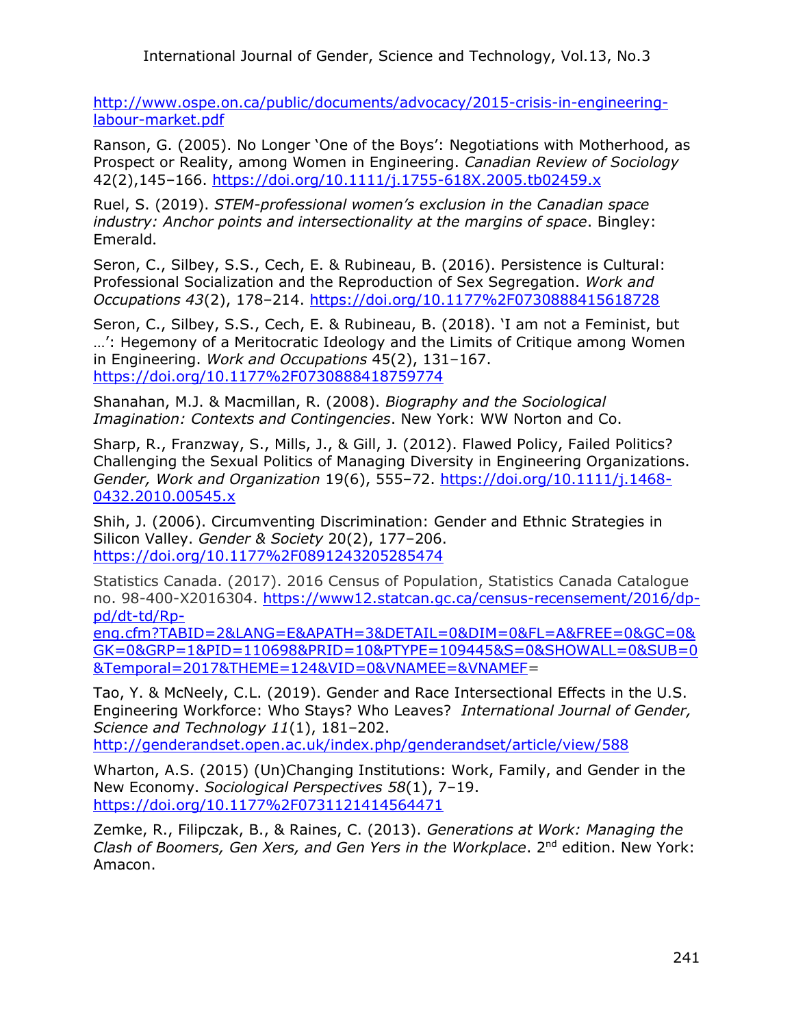http://www.ospe.on.ca/public/documents/advocacy/2015-crisis-in-engineering-labour-market.pdf

Ranson, G. (2005). No Longer 'One of the Boys': Negotiations with Motherhood, as Prospect or Reality, among Women in Engineering. *Canadian Review of Sociology* 42(2),145–166. https://doi.org/10.1111/j.1755-618X.2005.tb02459.x

Ruel, S. (2019). *STEM-professional women's exclusion in the Canadian space industry: Anchor points and intersectionality at the margins of space*. Bingley: Emerald.

Seron, C., Silbey, S.S., Cech, E. & Rubineau, B. (2016). Persistence is Cultural: Professional Socialization and the Reproduction of Sex Segregation. *Work and Occupations 43*(2), 178–214. https://doi.org/10.1177%2F0730888415618728

Seron, C., Silbey, S.S., Cech, E. & Rubineau, B. (2018). 'I am not a Feminist, but …': Hegemony of a Meritocratic Ideology and the Limits of Critique among Women in Engineering. *Work and Occupations* 45(2), 131–167. https://doi.org/10.1177%2F0730888418759774

Shanahan, M.J. & Macmillan, R. (2008). *Biography and the Sociological Imagination: Contexts and Contingencies*. New York: WW Norton and Co.

Sharp, R., Franzway, S., Mills, J., & Gill, J. (2012). Flawed Policy, Failed Politics? Challenging the Sexual Politics of Managing Diversity in Engineering Organizations. *Gender, Work and Organization* 19(6), 555–72. https://doi.org/10.1111/j.1468-0432.2010.00545.x

Shih, J. (2006). Circumventing Discrimination: Gender and Ethnic Strategies in Silicon Valley. *Gender & Society* 20(2), 177–206. https://doi.org/10.1177%2F0891243205285474

Statistics Canada. (2017). 2016 Census of Population, Statistics Canada Catalogue no. 98-400-X2016304. https://www12.statcan.gc.ca/census-recensement/2016/dp-pd/dt-td/Rp-eng.cfm?TABID=2&LANG=E&APATH=3&DETAIL=0&DIM=0&FL=A&FREE=0&GC=0&GK=0&GRP=1&PID=110698&PRID=10&PTYPE=109445&S=0&SHOWALL=0&SUB=0&Temporal=2017&THEME=124&VID=0&VNAMEE=&VNAMEF=

Tao, Y. & McNeely, C.L. (2019). Gender and Race Intersectional Effects in the U.S. Engineering Workforce: Who Stays? Who Leaves? *International Journal of Gender, Science and Technology 11*(1), 181–202. http://genderandset.open.ac.uk/index.php/genderandset/article/view/588

Wharton, A.S. (2015) (Un)Changing Institutions: Work, Family, and Gender in the New Economy. *Sociological Perspectives 58*(1), 7–19. https://doi.org/10.1177%2F0731121414564471

Zemke, R., Filipczak, B., & Raines, C. (2013). *Generations at Work: Managing the Clash of Boomers, Gen Xers, and Gen Yers in the Workplace*. 2nd edition. New York: Amacon.